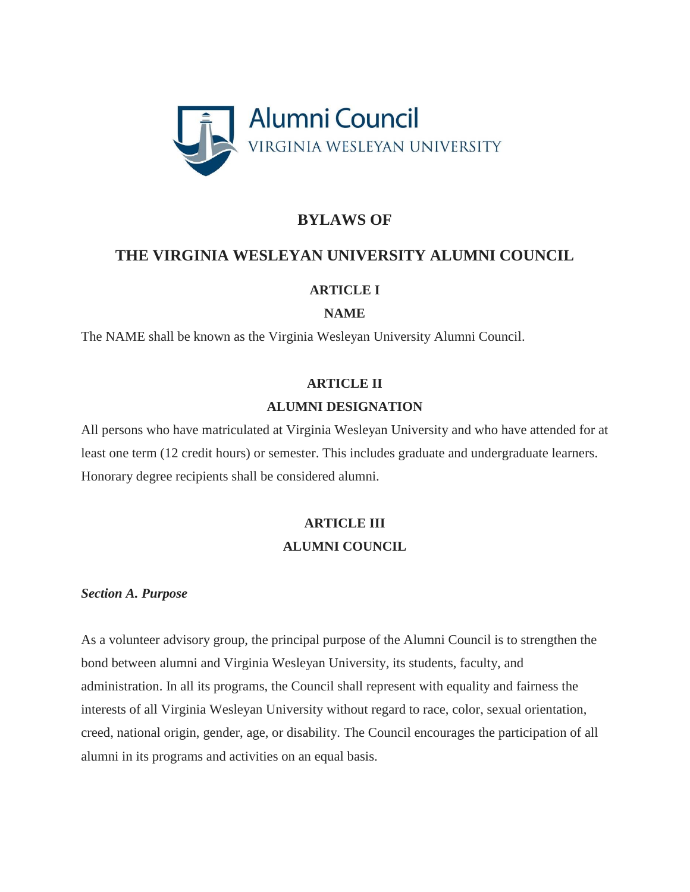Alumni Council
VIRGINIA WESLEYAN UNIVERSITY

# BYLAWS OF

# THE VIRGINIA WESLEYAN UNIVERSITY ALUMNI COUNCIL

## ARTICLE I

## NAME

The NAME shall be known as the Virginia Wesleyan University Alumni Council.

## ARTICLE II

## ALUMNI DESIGNATION

All persons who have matriculated at Virginia Wesleyan University and who have attended for at least one term (12 credit hours) or semester. This includes graduate and undergraduate learners. Honorary degree recipients shall be considered alumni.

## ARTICLE III

## ALUMNI COUNCIL

***Section A. Purpose***

As a volunteer advisory group, the principal purpose of the Alumni Council is to strengthen the bond between alumni and Virginia Wesleyan University, its students, faculty, and administration. In all its programs, the Council shall represent with equality and fairness the interests of all Virginia Wesleyan University without regard to race, color, sexual orientation, creed, national origin, gender, age, or disability. The Council encourages the participation of all alumni in its programs and activities on an equal basis.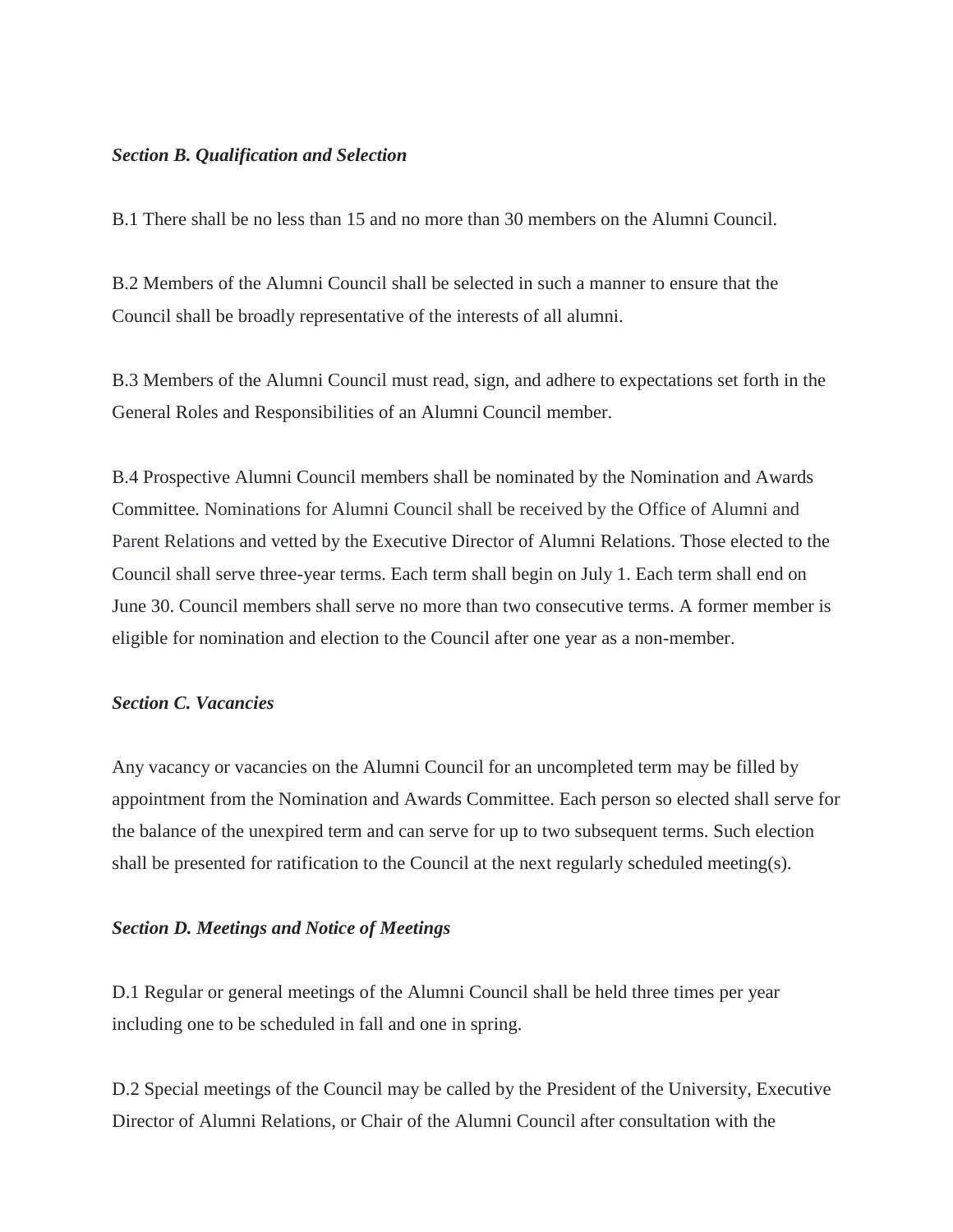***Section B. Qualification and Selection***

B.1 There shall be no less than 15 and no more than 30 members on the Alumni Council.

B.2 Members of the Alumni Council shall be selected in such a manner to ensure that the Council shall be broadly representative of the interests of all alumni.

B.3 Members of the Alumni Council must read, sign, and adhere to expectations set forth in the General Roles and Responsibilities of an Alumni Council member.

B.4 Prospective Alumni Council members shall be nominated by the Nomination and Awards Committee. Nominations for Alumni Council shall be received by the Office of Alumni and Parent Relations and vetted by the Executive Director of Alumni Relations. Those elected to the Council shall serve three-year terms. Each term shall begin on July 1. Each term shall end on June 30. Council members shall serve no more than two consecutive terms. A former member is eligible for nomination and election to the Council after one year as a non-member.

***Section C. Vacancies***

Any vacancy or vacancies on the Alumni Council for an uncompleted term may be filled by appointment from the Nomination and Awards Committee. Each person so elected shall serve for the balance of the unexpired term and can serve for up to two subsequent terms. Such election shall be presented for ratification to the Council at the next regularly scheduled meeting(s).

***Section D. Meetings and Notice of Meetings***

D.1 Regular or general meetings of the Alumni Council shall be held three times per year including one to be scheduled in fall and one in spring.

D.2 Special meetings of the Council may be called by the President of the University, Executive Director of Alumni Relations, or Chair of the Alumni Council after consultation with the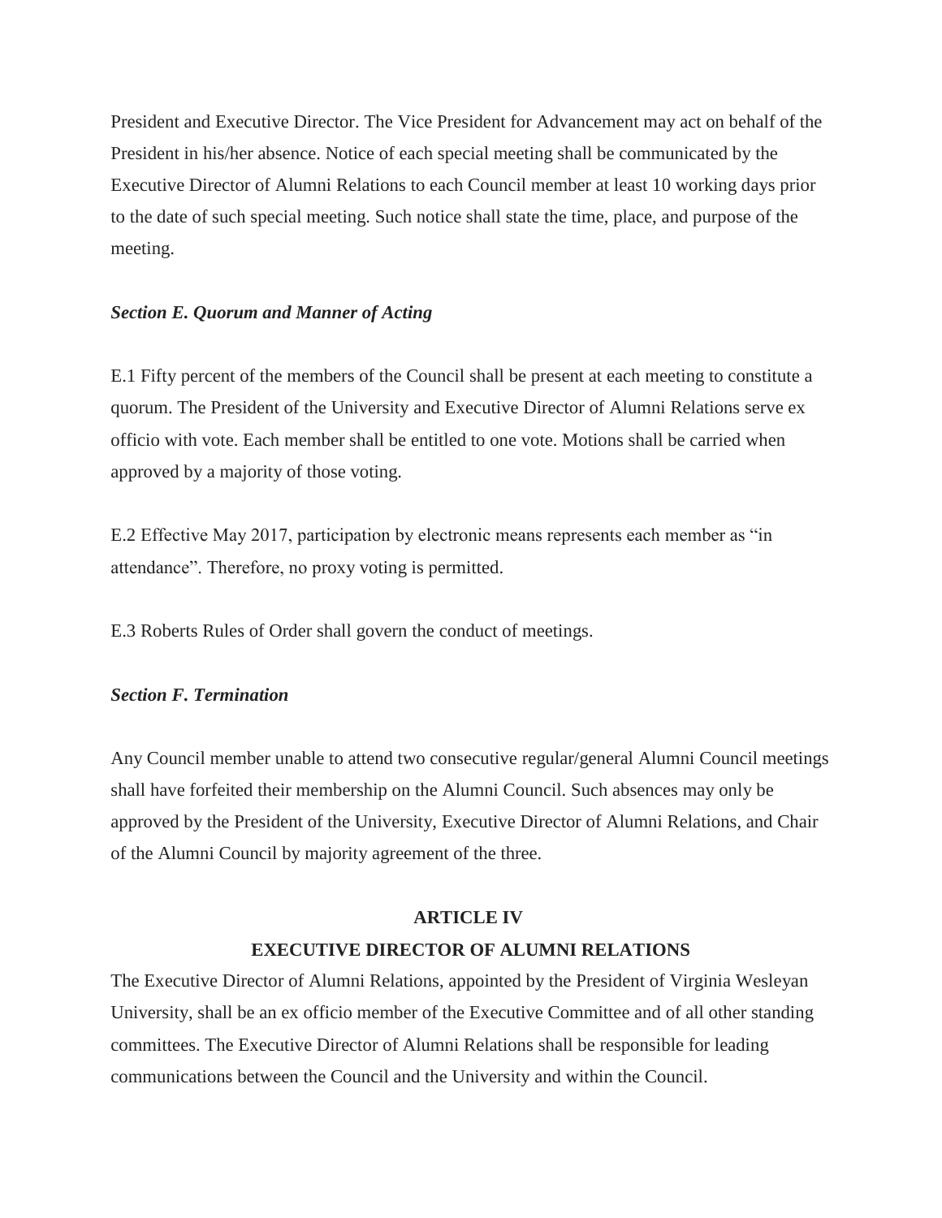President and Executive Director. The Vice President for Advancement may act on behalf of the President in his/her absence. Notice of each special meeting shall be communicated by the Executive Director of Alumni Relations to each Council member at least 10 working days prior to the date of such special meeting. Such notice shall state the time, place, and purpose of the meeting.

***Section E. Quorum and Manner of Acting***

E.1 Fifty percent of the members of the Council shall be present at each meeting to constitute a quorum. The President of the University and Executive Director of Alumni Relations serve ex officio with vote. Each member shall be entitled to one vote. Motions shall be carried when approved by a majority of those voting.

E.2 Effective May 2017, participation by electronic means represents each member as "in attendance". Therefore, no proxy voting is permitted.

E.3 Roberts Rules of Order shall govern the conduct of meetings.

***Section F. Termination***

Any Council member unable to attend two consecutive regular/general Alumni Council meetings shall have forfeited their membership on the Alumni Council. Such absences may only be approved by the President of the University, Executive Director of Alumni Relations, and Chair of the Alumni Council by majority agreement of the three.

## ARTICLE IV

## EXECUTIVE DIRECTOR OF ALUMNI RELATIONS

The Executive Director of Alumni Relations, appointed by the President of Virginia Wesleyan University, shall be an ex officio member of the Executive Committee and of all other standing committees. The Executive Director of Alumni Relations shall be responsible for leading communications between the Council and the University and within the Council.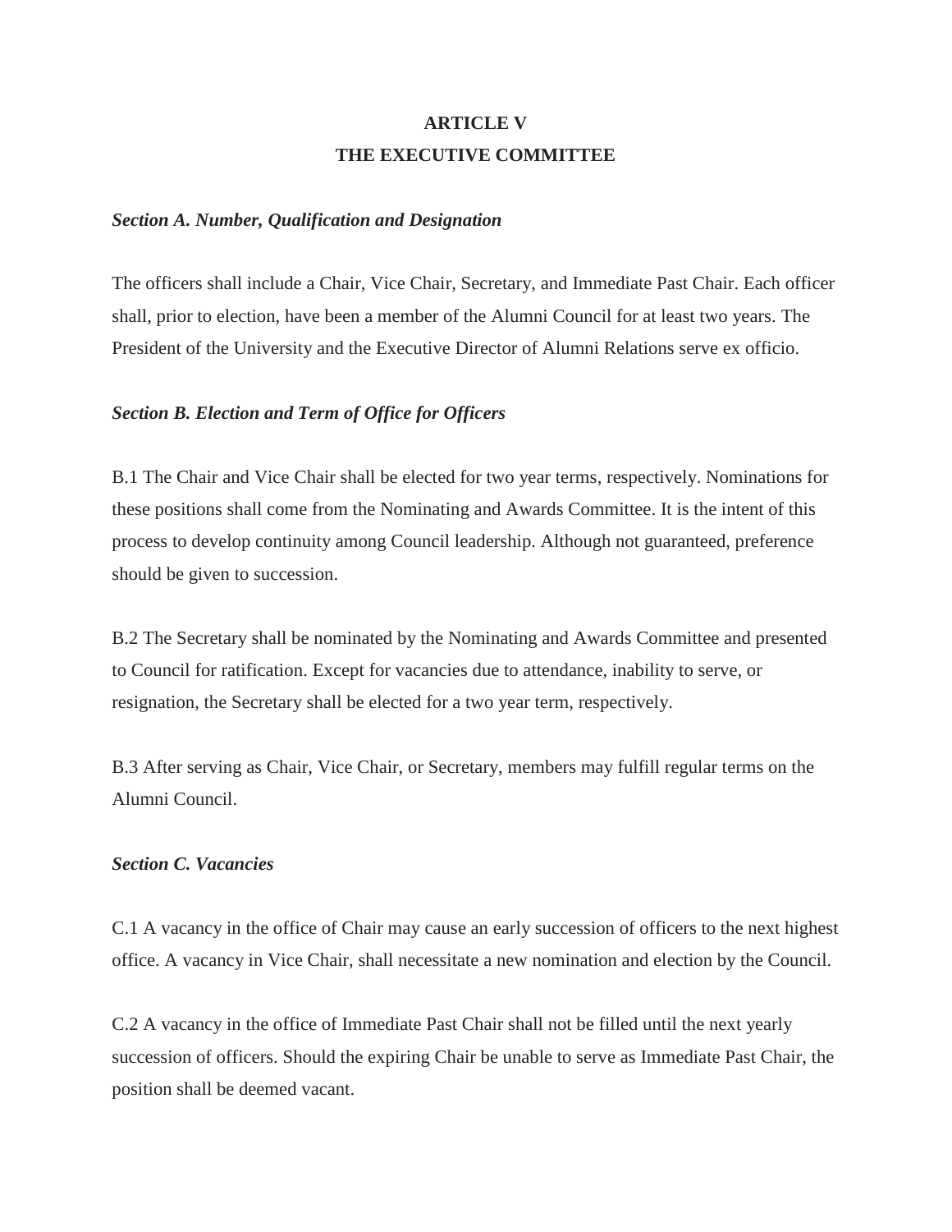# ARTICLE V
# THE EXECUTIVE COMMITTEE

***Section A. Number, Qualification and Designation***

The officers shall include a Chair, Vice Chair, Secretary, and Immediate Past Chair. Each officer shall, prior to election, have been a member of the Alumni Council for at least two years. The President of the University and the Executive Director of Alumni Relations serve ex officio.

***Section B. Election and Term of Office for Officers***

B.1 The Chair and Vice Chair shall be elected for two year terms, respectively. Nominations for these positions shall come from the Nominating and Awards Committee. It is the intent of this process to develop continuity among Council leadership. Although not guaranteed, preference should be given to succession.

B.2 The Secretary shall be nominated by the Nominating and Awards Committee and presented to Council for ratification. Except for vacancies due to attendance, inability to serve, or resignation, the Secretary shall be elected for a two year term, respectively.

B.3 After serving as Chair, Vice Chair, or Secretary, members may fulfill regular terms on the Alumni Council.

***Section C. Vacancies***

C.1 A vacancy in the office of Chair may cause an early succession of officers to the next highest office. A vacancy in Vice Chair, shall necessitate a new nomination and election by the Council.

C.2 A vacancy in the office of Immediate Past Chair shall not be filled until the next yearly succession of officers. Should the expiring Chair be unable to serve as Immediate Past Chair, the position shall be deemed vacant.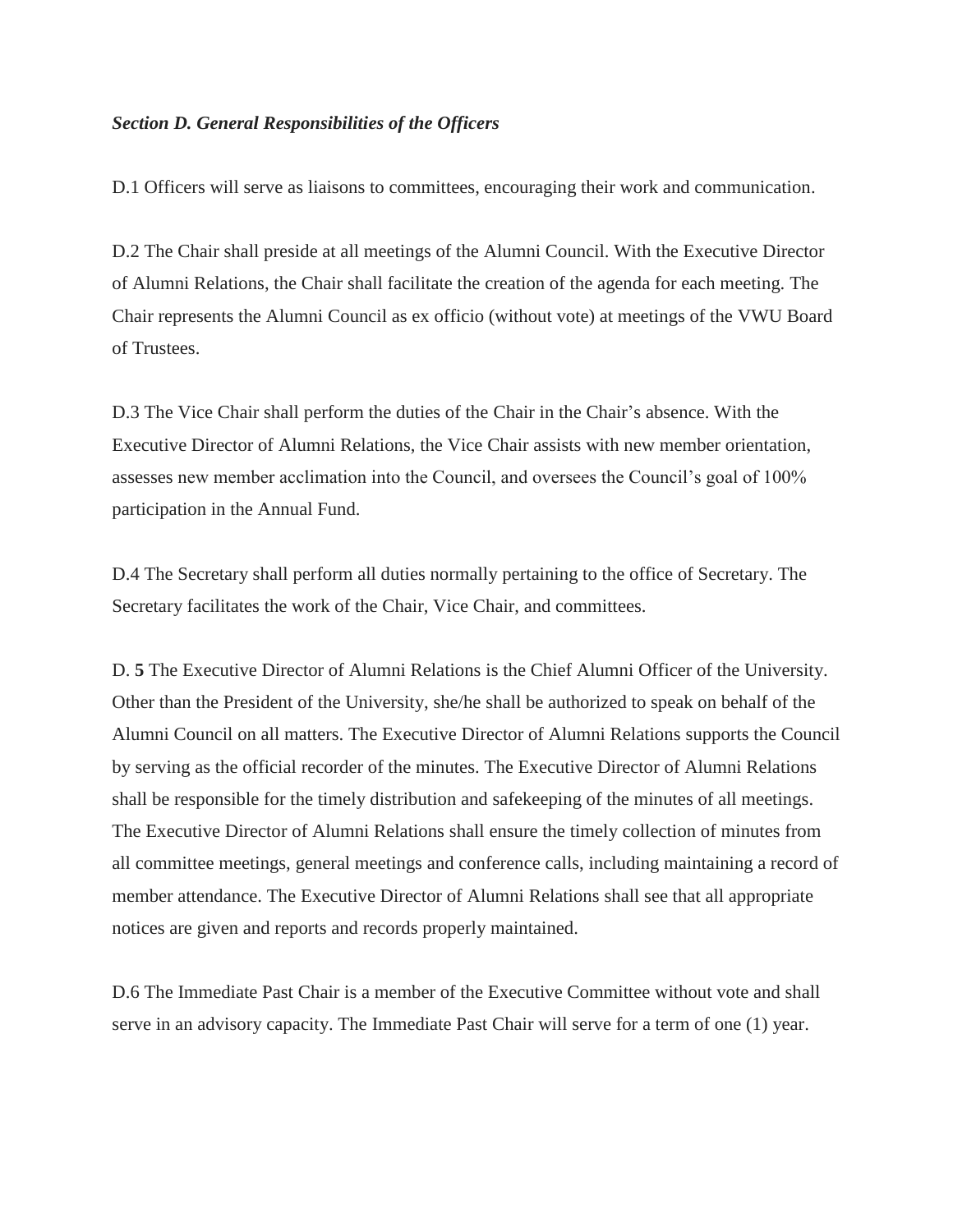***Section D. General Responsibilities of the Officers***

D.1 Officers will serve as liaisons to committees, encouraging their work and communication.

D.2 The Chair shall preside at all meetings of the Alumni Council. With the Executive Director of Alumni Relations, the Chair shall facilitate the creation of the agenda for each meeting. The Chair represents the Alumni Council as ex officio (without vote) at meetings of the VWU Board of Trustees.

D.3 The Vice Chair shall perform the duties of the Chair in the Chair's absence. With the Executive Director of Alumni Relations, the Vice Chair assists with new member orientation, assesses new member acclimation into the Council, and oversees the Council's goal of 100% participation in the Annual Fund.

D.4 The Secretary shall perform all duties normally pertaining to the office of Secretary. The Secretary facilitates the work of the Chair, Vice Chair, and committees.

D. **5** The Executive Director of Alumni Relations is the Chief Alumni Officer of the University. Other than the President of the University, she/he shall be authorized to speak on behalf of the Alumni Council on all matters. The Executive Director of Alumni Relations supports the Council by serving as the official recorder of the minutes. The Executive Director of Alumni Relations shall be responsible for the timely distribution and safekeeping of the minutes of all meetings. The Executive Director of Alumni Relations shall ensure the timely collection of minutes from all committee meetings, general meetings and conference calls, including maintaining a record of member attendance. The Executive Director of Alumni Relations shall see that all appropriate notices are given and reports and records properly maintained.

D.6 The Immediate Past Chair is a member of the Executive Committee without vote and shall serve in an advisory capacity. The Immediate Past Chair will serve for a term of one (1) year.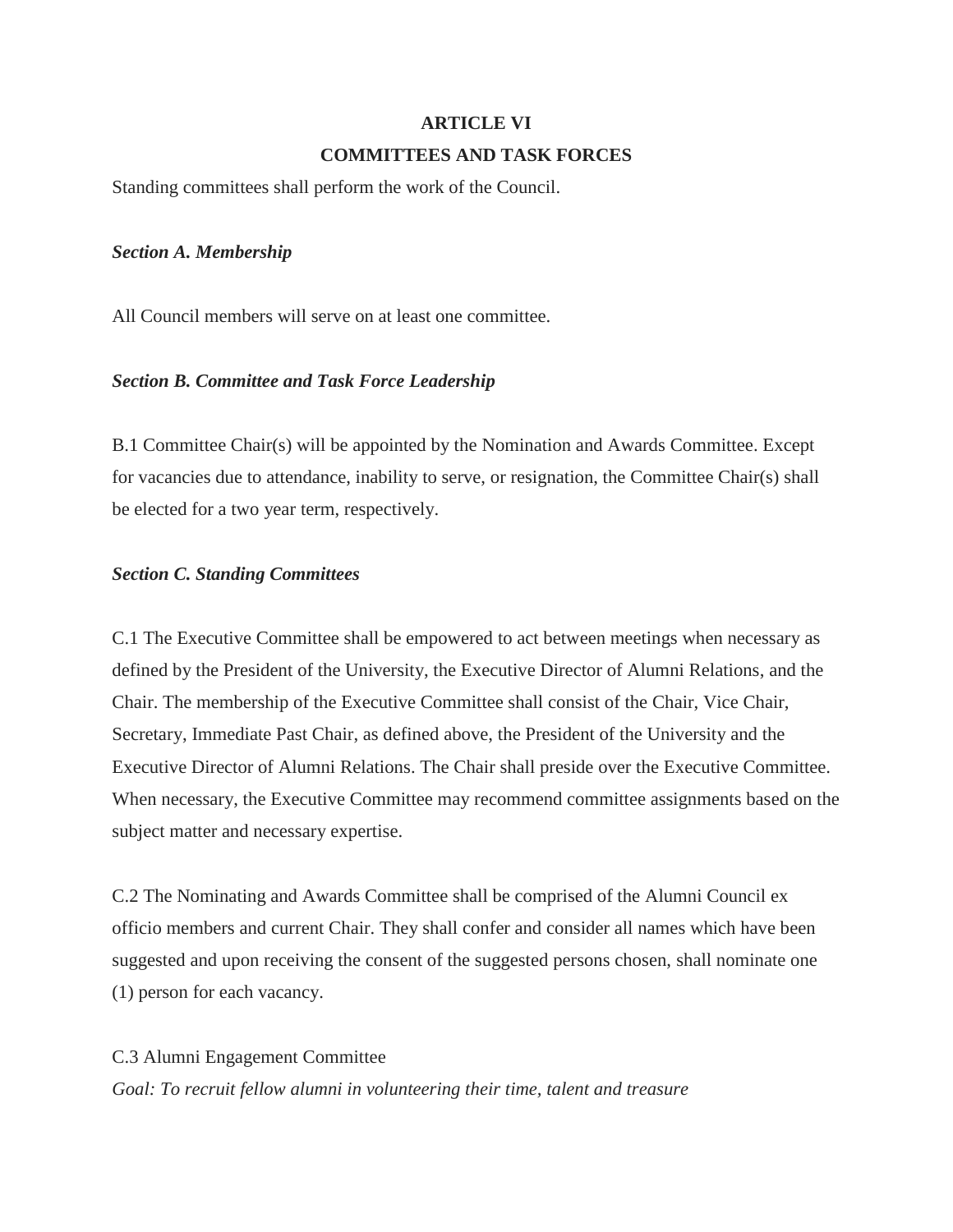## ARTICLE VI

## COMMITTEES AND TASK FORCES

Standing committees shall perform the work of the Council.

***Section A. Membership***

All Council members will serve on at least one committee.

***Section B. Committee and Task Force Leadership***

B.1 Committee Chair(s) will be appointed by the Nomination and Awards Committee. Except for vacancies due to attendance, inability to serve, or resignation, the Committee Chair(s) shall be elected for a two year term, respectively.

***Section C. Standing Committees***

C.1 The Executive Committee shall be empowered to act between meetings when necessary as defined by the President of the University, the Executive Director of Alumni Relations, and the Chair. The membership of the Executive Committee shall consist of the Chair, Vice Chair, Secretary, Immediate Past Chair, as defined above, the President of the University and the Executive Director of Alumni Relations. The Chair shall preside over the Executive Committee. When necessary, the Executive Committee may recommend committee assignments based on the subject matter and necessary expertise.

C.2 The Nominating and Awards Committee shall be comprised of the Alumni Council ex officio members and current Chair. They shall confer and consider all names which have been suggested and upon receiving the consent of the suggested persons chosen, shall nominate one (1) person for each vacancy.

C.3 Alumni Engagement Committee

*Goal: To recruit fellow alumni in volunteering their time, talent and treasure*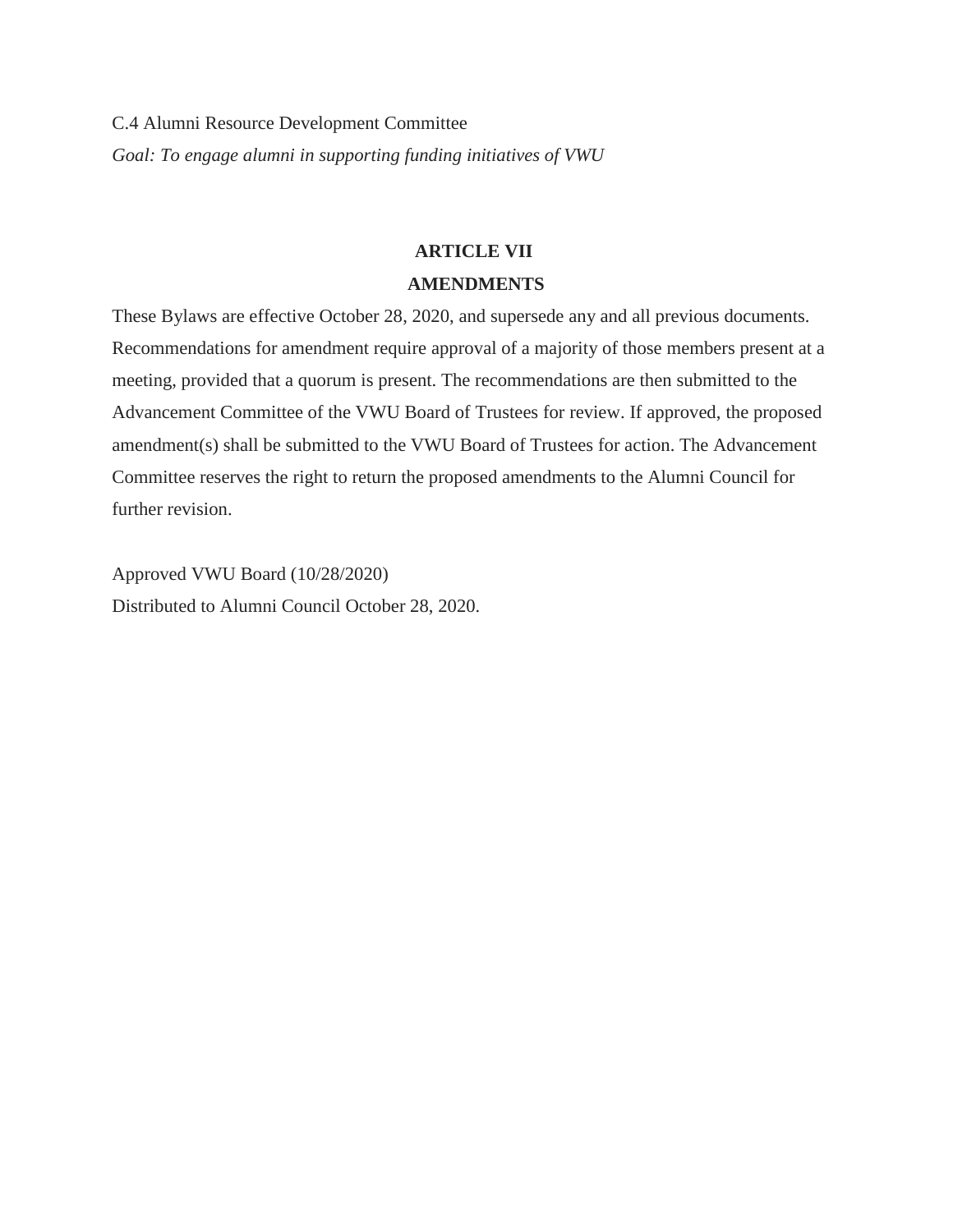C.4 Alumni Resource Development Committee

*Goal: To engage alumni in supporting funding initiatives of VWU*

## ARTICLE VII
## AMENDMENTS

These Bylaws are effective October 28, 2020, and supersede any and all previous documents. Recommendations for amendment require approval of a majority of those members present at a meeting, provided that a quorum is present. The recommendations are then submitted to the Advancement Committee of the VWU Board of Trustees for review. If approved, the proposed amendment(s) shall be submitted to the VWU Board of Trustees for action. The Advancement Committee reserves the right to return the proposed amendments to the Alumni Council for further revision.

Approved VWU Board (10/28/2020)
Distributed to Alumni Council October 28, 2020.